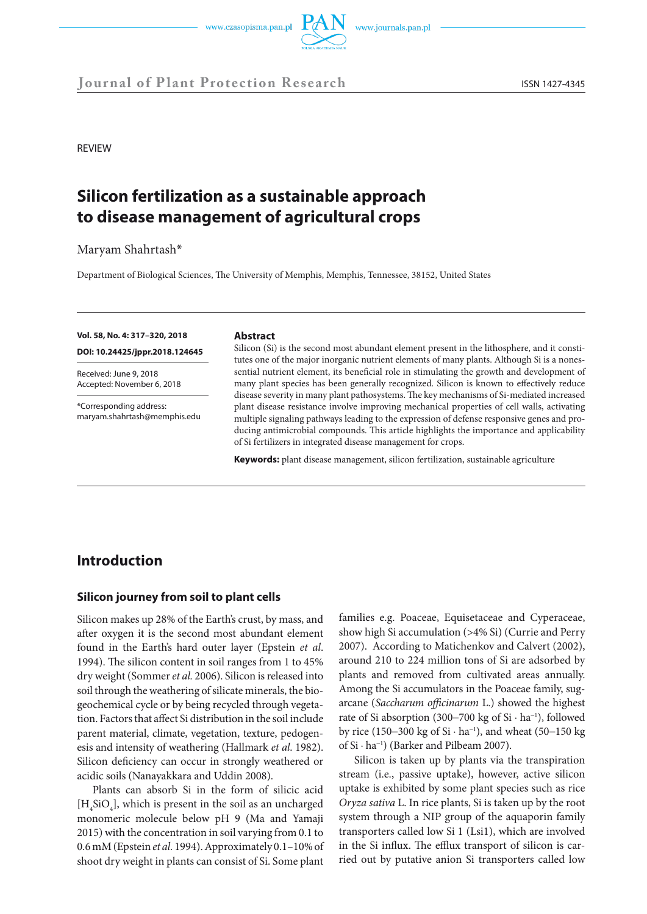REVIEW

# Silicon fertilization as a sustainable approach to disease management of agricultural crops

Maryam Shahrtash*

Department of Biological Sciences, The University of Memphis, Memphis, Tennessee, 38152, United States

**Vol. 58, No. 4: 317–320, 2018**

**DOI: 10.24425/jppr.2018.124645**

Received: June 9, 2018
Accepted: November 6, 2018

*Corresponding address:
maryam.shahrtash@memphis.edu

**Abstract**

Silicon (Si) is the second most abundant element present in the lithosphere, and it constitutes one of the major inorganic nutrient elements of many plants. Although Si is a nonessential nutrient element, its beneficial role in stimulating the growth and development of many plant species has been generally recognized. Silicon is known to effectively reduce disease severity in many plant pathosystems. The key mechanisms of Si-mediated increased plant disease resistance involve improving mechanical properties of cell walls, activating multiple signaling pathways leading to the expression of defense responsive genes and producing antimicrobial compounds. This article highlights the importance and applicability of Si fertilizers in integrated disease management for crops.

**Keywords:** plant disease management, silicon fertilization, sustainable agriculture

## Introduction

### Silicon journey from soil to plant cells

Silicon makes up 28% of the Earth's crust, by mass, and after oxygen it is the second most abundant element found in the Earth's hard outer layer (Epstein *et al.* 1994). The silicon content in soil ranges from 1 to 45% dry weight (Sommer *et al.* 2006). Silicon is released into soil through the weathering of silicate minerals, the biogeochemical cycle or by being recycled through vegetation. Factors that affect Si distribution in the soil include parent material, climate, vegetation, texture, pedogenesis and intensity of weathering (Hallmark *et al.* 1982). Silicon deficiency can occur in strongly weathered or acidic soils (Nanayakkara and Uddin 2008).

Plants can absorb Si in the form of silicic acid [$H_4SiO_4$], which is present in the soil as an uncharged monomeric molecule below pH 9 (Ma and Yamaji 2015) with the concentration in soil varying from 0.1 to 0.6 mM (Epstein *et al.* 1994). Approximately 0.1–10% of shoot dry weight in plants can consist of Si. Some plant families e.g. Poaceae, Equisetaceae and Cyperaceae, show high Si accumulation (>4% Si) (Currie and Perry 2007). According to Matichenkov and Calvert (2002), around 210 to 224 million tons of Si are adsorbed by plants and removed from cultivated areas annually. Among the Si accumulators in the Poaceae family, sugarcane (*Saccharum officinarum* L.) showed the highest rate of Si absorption (300–700 kg of Si · $ha^{-1}$), followed by rice (150–300 kg of Si · $ha^{-1}$), and wheat (50–150 kg of Si · $ha^{-1}$) (Barker and Pilbeam 2007).

Silicon is taken up by plants via the transpiration stream (i.e., passive uptake), however, active silicon uptake is exhibited by some plant species such as rice *Oryza sativa* L. In rice plants, Si is taken up by the root system through a NIP group of the aquaporin family transporters called low Si 1 (Lsi1), which are involved in the Si influx. The efflux transport of silicon is carried out by putative anion Si transporters called low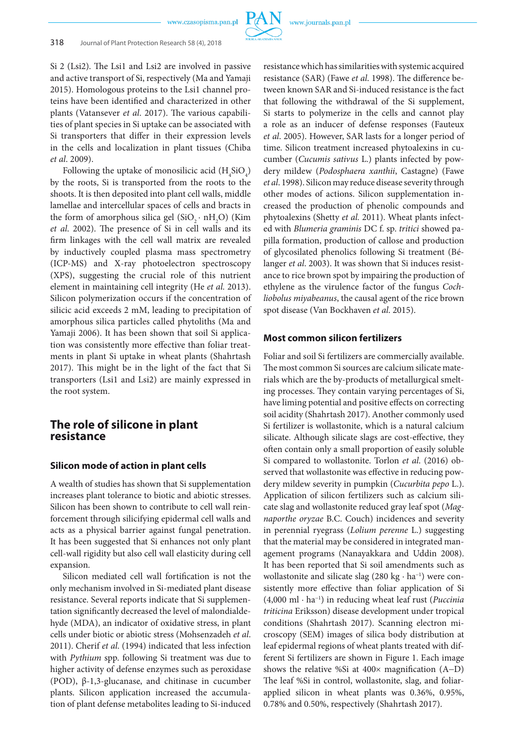Si 2 (Lsi2). The Lsi1 and Lsi2 are involved in passive and active transport of Si, respectively (Ma and Yamaji 2015). Homologous proteins to the Lsi1 channel proteins have been identified and characterized in other plants (Vatansever *et al*. 2017). The various capabilities of plant species in Si uptake can be associated with Si transporters that differ in their expression levels in the cells and localization in plant tissues (Chiba *et al*. 2009).

Following the uptake of monosilicic acid ($H_4SiO_4$) by the roots, Si is transported from the roots to the shoots. It is then deposited into plant cell walls, middle lamellae and intercellular spaces of cells and bracts in the form of amorphous silica gel ($SiO_2 \cdot nH_2O$) (Kim *et al*. 2002). The presence of Si in cell walls and its firm linkages with the cell wall matrix are revealed by inductively coupled plasma mass spectrometry (ICP-MS) and X-ray photoelectron spectroscopy (XPS), suggesting the crucial role of this nutrient element in maintaining cell integrity (He *et al*. 2013). Silicon polymerization occurs if the concentration of silicic acid exceeds 2 mM, leading to precipitation of amorphous silica particles called phytoliths (Ma and Yamaji 2006). It has been shown that soil Si application was consistently more effective than foliar treatments in plant Si uptake in wheat plants (Shahrtash 2017). This might be in the light of the fact that Si transporters (Lsi1 and Lsi2) are mainly expressed in the root system.

## The role of silicone in plant resistance

### Silicon mode of action in plant cells

A wealth of studies has shown that Si supplementation increases plant tolerance to biotic and abiotic stresses. Silicon has been shown to contribute to cell wall reinforcement through silicifying epidermal cell walls and acts as a physical barrier against fungal penetration. It has been suggested that Si enhances not only plant cell-wall rigidity but also cell wall elasticity during cell expansion.

Silicon mediated cell wall fortification is not the only mechanism involved in Si-mediated plant disease resistance. Several reports indicate that Si supplementation significantly decreased the level of malondialdehyde (MDA), an indicator of oxidative stress, in plant cells under biotic or abiotic stress (Mohsenzadeh *et al*. 2011). Cherif *et al*. (1994) indicated that less infection with *Pythium* spp. following Si treatment was due to higher activity of defense enzymes such as peroxidase (POD), β-1,3-glucanase, and chitinase in cucumber plants. Silicon application increased the accumulation of plant defense metabolites leading to Si-induced resistance which has similarities with systemic acquired resistance (SAR) (Fawe *et al*. 1998). The difference between known SAR and Si-induced resistance is the fact that following the withdrawal of the Si supplement, Si starts to polymerize in the cells and cannot play a role as an inducer of defense responses (Fauteux *et al*. 2005). However, SAR lasts for a longer period of time. Silicon treatment increased phytoalexins in cucumber (*Cucumis sativus* L.) plants infected by powdery mildew (*Podosphaera xanthii*, Castagne) (Fawe *et al*. 1998). Silicon may reduce disease severity through other modes of actions. Silicon supplementation increased the production of phenolic compounds and phytoalexins (Shetty *et al*. 2011). Wheat plants infected with *Blumeria graminis* DC f. sp. *tritici* showed papilla formation, production of callose and production of glycosilated phenolics following Si treatment (Bélanger *et al*. 2003). It was shown that Si induces resistance to rice brown spot by impairing the production of ethylene as the virulence factor of the fungus *Cochliobolus miyabeanus*, the causal agent of the rice brown spot disease (Van Bockhaven *et al*. 2015).

### Most common silicon fertilizers

Foliar and soil Si fertilizers are commercially available. The most common Si sources are calcium silicate materials which are the by-products of metallurgical smelting processes. They contain varying percentages of Si, have liming potential and positive effects on correcting soil acidity (Shahrtash 2017). Another commonly used Si fertilizer is wollastonite, which is a natural calcium silicate. Although silicate slags are cost-effective, they often contain only a small proportion of easily soluble Si compared to wollastonite. Torlon *et al*. (2016) observed that wollastonite was effective in reducing powdery mildew severity in pumpkin (*Cucurbita pepo* L.). Application of silicon fertilizers such as calcium silicate slag and wollastonite reduced gray leaf spot (*Magnaporthe oryzae* B.C. Couch) incidences and severity in perennial ryegrass (*Lolium perenne* L.) suggesting that the material may be considered in integrated management programs (Nanayakkara and Uddin 2008). It has been reported that Si soil amendments such as wollastonite and silicate slag (280 kg · $ha^{-1}$) were consistently more effective than foliar application of Si (4,000 ml · $ha^{-1}$) in reducing wheat leaf rust (*Puccinia triticina* Eriksson) disease development under tropical conditions (Shahrtash 2017). Scanning electron microscopy (SEM) images of silica body distribution at leaf epidermal regions of wheat plants treated with different Si fertilizers are shown in Figure 1. Each image shows the relative %Si at 400× magnification (A–D) The leaf %Si in control, wollastonite, slag, and foliar-applied silicon in wheat plants was 0.36%, 0.95%, 0.78% and 0.50%, respectively (Shahrtash 2017).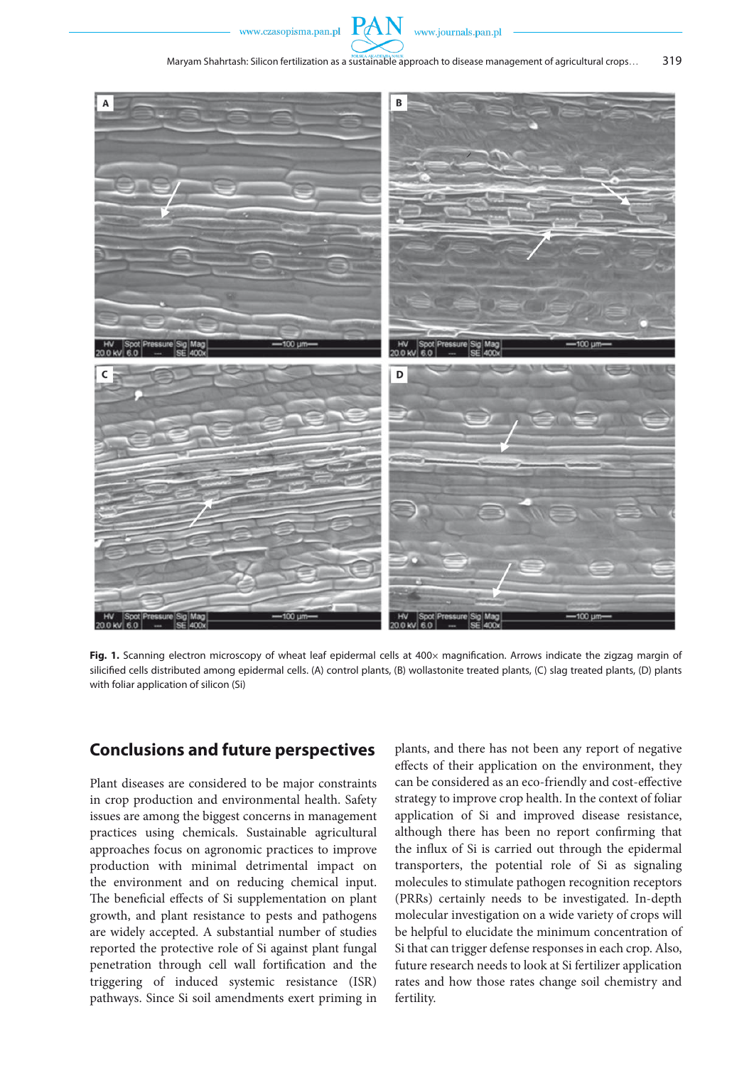Fig. 1. Scanning electron microscopy of wheat leaf epidermal cells at 400× magnification. Arrows indicate the zigzag margin of silicified cells distributed among epidermal cells. (A) control plants, (B) wollastonite treated plants, (C) slag treated plants, (D) plants with foliar application of silicon (Si)

## Conclusions and future perspectives

Plant diseases are considered to be major constraints in crop production and environmental health. Safety issues are among the biggest concerns in management practices using chemicals. Sustainable agricultural approaches focus on agronomic practices to improve production with minimal detrimental impact on the environment and on reducing chemical input. The beneficial effects of Si supplementation on plant growth, and plant resistance to pests and pathogens are widely accepted. A substantial number of studies reported the protective role of Si against plant fungal penetration through cell wall fortification and the triggering of induced systemic resistance (ISR) pathways. Since Si soil amendments exert priming in plants, and there has not been any report of negative effects of their application on the environment, they can be considered as an eco-friendly and cost-effective strategy to improve crop health. In the context of foliar application of Si and improved disease resistance, although there has been no report confirming that the influx of Si is carried out through the epidermal transporters, the potential role of Si as signaling molecules to stimulate pathogen recognition receptors (PRRs) certainly needs to be investigated. In-depth molecular investigation on a wide variety of crops will be helpful to elucidate the minimum concentration of Si that can trigger defense responses in each crop. Also, future research needs to look at Si fertilizer application rates and how those rates change soil chemistry and fertility.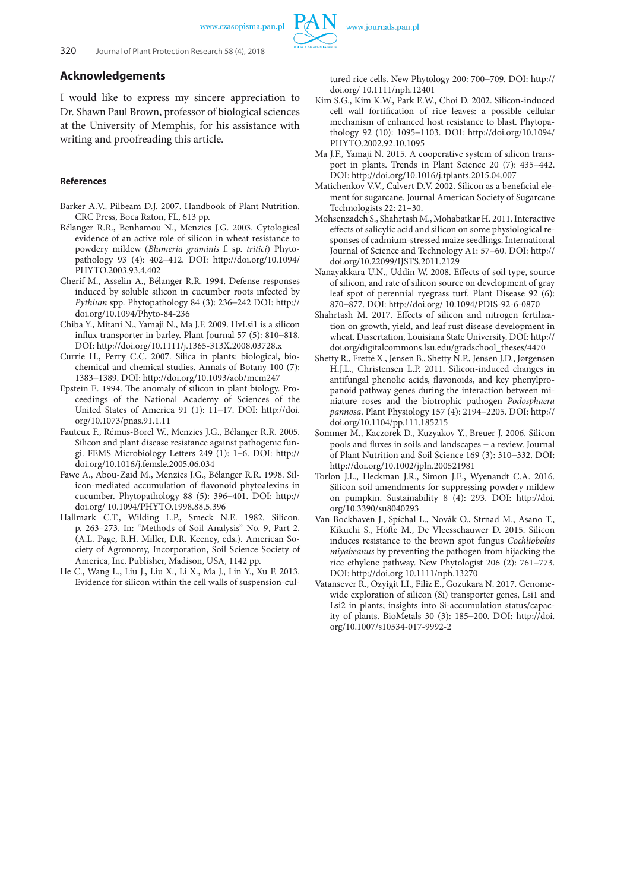## Acknowledgements

I would like to express my sincere appreciation to Dr. Shawn Paul Brown, professor of biological sciences at the University of Memphis, for his assistance with writing and proofreading this article.

### References

Barker A.V., Pilbeam D.J. 2007. Handbook of Plant Nutrition. CRC Press, Boca Raton, FL, 613 pp.

Bélanger R.R., Benhamou N., Menzies J.G. 2003. Cytological evidence of an active role of silicon in wheat resistance to powdery mildew (*Blumeria graminis* f. sp. *tritici*) Phytopathology 93 (4): 402–412. DOI: http://doi.org/10.1094/PHYTO.2003.93.4.402

Cherif M., Asselin A., Bélanger R.R. 1994. Defense responses induced by soluble silicon in cucumber roots infected by *Pythium* spp. Phytopathology 84 (3): 236–242 DOI: http://doi.org/10.1094/Phyto-84-236

Chiba Y., Mitani N., Yamaji N., Ma J.F. 2009. HvLsi1 is a silicon influx transporter in barley. Plant Journal 57 (5): 810–818. DOI: http://doi.org/10.1111/j.1365-313X.2008.03728.x

Currie H., Perry C.C. 2007. Silica in plants: biological, biochemical and chemical studies. Annals of Botany 100 (7): 1383–1389. DOI: http://doi.org/10.1093/aob/mcm247

Epstein E. 1994. The anomaly of silicon in plant biology. Proceedings of the National Academy of Sciences of the United States of America 91 (1): 11–17. DOI: http://doi.org/10.1073/pnas.91.1.11

Fauteux F., Rémus-Borel W., Menzies J.G., Bélanger R.R. 2005. Silicon and plant disease resistance against pathogenic fungi. FEMS Microbiology Letters 249 (1): 1–6. DOI: http://doi.org/10.1016/j.femsle.2005.06.034

Fawe A., Abou-Zaid M., Menzies J.G., Bélanger R.R. 1998. Silicon-mediated accumulation of flavonoid phytoalexins in cucumber. Phytopathology 88 (5): 396–401. DOI: http://doi.org/ 10.1094/PHYTO.1998.88.5.396

Hallmark C.T., Wilding L.P., Smeck N.E. 1982. Silicon. p. 263–273. In: "Methods of Soil Analysis" No. 9, Part 2. (A.L. Page, R.H. Miller, D.R. Keeney, eds.). American Society of Agronomy, Incorporation, Soil Science Society of America, Inc. Publisher, Madison, USA, 1142 pp.

He C., Wang L., Liu J., Liu X., Li X., Ma J., Lin Y., Xu F. 2013. Evidence for silicon within the cell walls of suspension-cultured rice cells. New Phytology 200: 700–709. DOI: http://doi.org/ 10.1111/nph.12401

Kim S.G., Kim K.W., Park E.W., Choi D. 2002. Silicon-induced cell wall fortification of rice leaves: a possible cellular mechanism of enhanced host resistance to blast. Phytopathology 92 (10): 1095–1103. DOI: http://doi.org/10.1094/PHYTO.2002.92.10.1095

Ma J.F., Yamaji N. 2015. A cooperative system of silicon transport in plants. Trends in Plant Science 20 (7): 435–442. DOI: http://doi.org/10.1016/j.tplants.2015.04.007

Matichenkov V.V., Calvert D.V. 2002. Silicon as a beneficial element for sugarcane. Journal American Society of Sugarcane Technologists 22: 21–30.

Mohsenzadeh S., Shahrtash M., Mohabatkar H. 2011. Interactive effects of salicylic acid and silicon on some physiological responses of cadmium-stressed maize seedlings. International Journal of Science and Technology A1: 57–60. DOI: http://doi.org/10.22099/IJSTS.2011.2129

Nanayakkara U.N., Uddin W. 2008. Effects of soil type, source of silicon, and rate of silicon source on development of gray leaf spot of perennial ryegrass turf. Plant Disease 92 (6): 870–877. DOI: http://doi.org/ 10.1094/PDIS-92-6-0870

Shahrtash M. 2017. Effects of silicon and nitrogen fertilization on growth, yield, and leaf rust disease development in wheat. Dissertation, Louisiana State University. DOI: http://doi.org/digitalcommons.lsu.edu/gradschool_theses/4470

Shetty R., Fretté X., Jensen B., Shetty N.P., Jensen J.D., Jørgensen H.J.L., Christensen L.P. 2011. Silicon-induced changes in antifungal phenolic acids, flavonoids, and key phenylpropanoid pathway genes during the interaction between miniature roses and the biotrophic pathogen *Podosphaera pannosa*. Plant Physiology 157 (4): 2194–2205. DOI: http://doi.org/10.1104/pp.111.185215

Sommer M., Kaczorek D., Kuzyakov Y., Breuer J. 2006. Silicon pools and fluxes in soils and landscapes – a review. Journal of Plant Nutrition and Soil Science 169 (3): 310–332. DOI: http://doi.org/10.1002/jpln.200521981

Torlon J.L., Heckman J.R., Simon J.E., Wyenandt C.A. 2016. Silicon soil amendments for suppressing powdery mildew on pumpkin. Sustainability 8 (4): 293. DOI: http://doi.org/10.3390/su8040293

Van Bockhaven J., Spíchal L., Novák O., Strnad M., Asano T., Kikuchi S., Höfte M., De Vleesschauwer D. 2015. Silicon induces resistance to the brown spot fungus *Cochliobolus miyabeanus* by preventing the pathogen from hijacking the rice ethylene pathway. New Phytologist 206 (2): 761–773. DOI: http://doi.org 10.1111/nph.13270

Vatansever R., Ozyigit I.I., Filiz E., Gozukara N. 2017. Genome-wide exploration of silicon (Si) transporter genes, Lsi1 and Lsi2 in plants; insights into Si-accumulation status/capacity of plants. BioMetals 30 (3): 185–200. DOI: http://doi.org/10.1007/s10534-017-9992-2